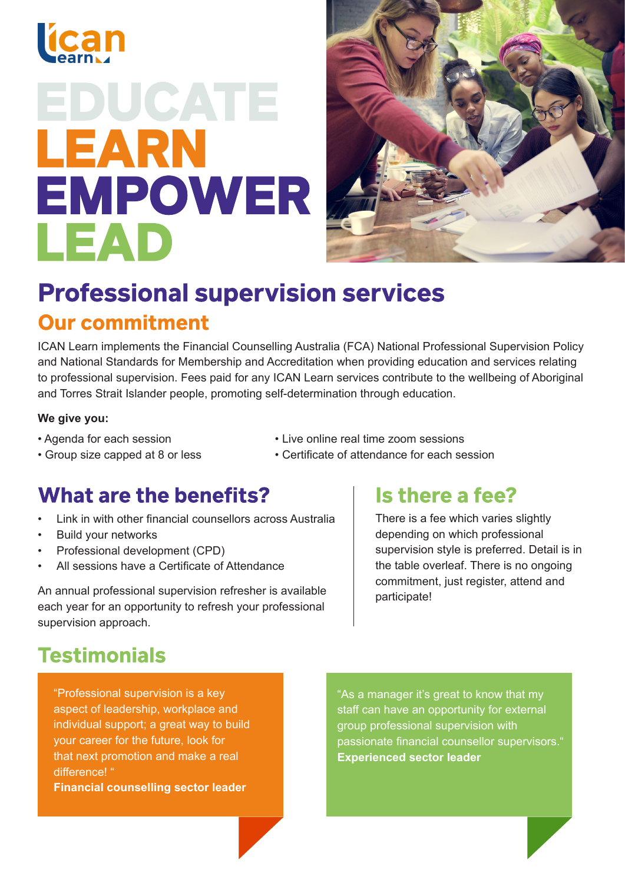ican learn

# EDUCATE
# LEARN
# EMPOWER
# LEAD

# Professional supervision services

## Our commitment

ICAN Learn implements the Financial Counselling Australia (FCA) National Professional Supervision Policy and National Standards for Membership and Accreditation when providing education and services relating to professional supervision. Fees paid for any ICAN Learn services contribute to the wellbeing of Aboriginal and Torres Strait Islander people, promoting self-determination through education.

**We give you:**

- Agenda for each session
- Group size capped at 8 or less
- Live online real time zoom sessions
- Certificate of attendance for each session

## What are the benefits?

- Link in with other financial counsellors across Australia
- Build your networks
- Professional development (CPD)
- All sessions have a Certificate of Attendance

An annual professional supervision refresher is available each year for an opportunity to refresh your professional supervision approach.

## Is there a fee?

There is a fee which varies slightly depending on which professional supervision style is preferred. Detail is in the table overleaf. There is no ongoing commitment, just register, attend and participate!

## Testimonials

"Professional supervision is a key aspect of leadership, workplace and individual support; a great way to build your career for the future, look for that next promotion and make a real difference! "
**Financial counselling sector leader**

"As a manager it's great to know that my staff can have an opportunity for external group professional supervision with passionate financial counsellor supervisors."
**Experienced sector leader**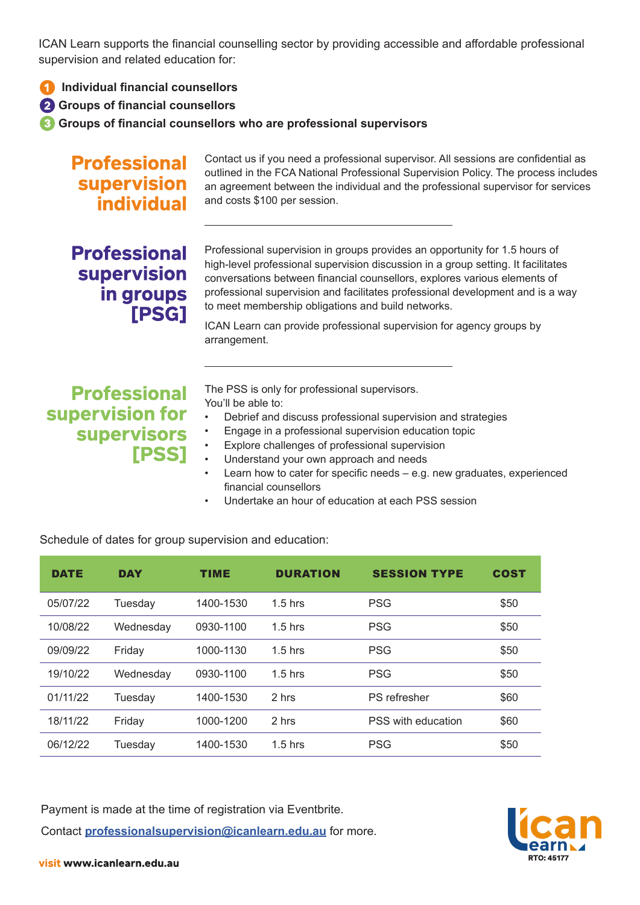ICAN Learn supports the financial counselling sector by providing accessible and affordable professional supervision and related education for:

1. **Individual financial counsellors**
2. **Groups of financial counsellors**
3. **Groups of financial counsellors who are professional supervisors**

## Professional supervision individual

Contact us if you need a professional supervisor. All sessions are confidential as outlined in the FCA National Professional Supervision Policy. The process includes an agreement between the individual and the professional supervisor for services and costs $100 per session.

## Professional supervision in groups [PSG]

Professional supervision in groups provides an opportunity for 1.5 hours of high-level professional supervision discussion in a group setting. It facilitates conversations between financial counsellors, explores various elements of professional supervision and facilitates professional development and is a way to meet membership obligations and build networks.

ICAN Learn can provide professional supervision for agency groups by arrangement.

## Professional supervision for supervisors [PSS]

The PSS is only for professional supervisors.
You'll be able to:

- Debrief and discuss professional supervision and strategies
- Engage in a professional supervision education topic
- Explore challenges of professional supervision
- Understand your own approach and needs
- Learn how to cater for specific needs – e.g. new graduates, experienced financial counsellors
- Undertake an hour of education at each PSS session

Schedule of dates for group supervision and education:

| DATE | DAY | TIME | DURATION | SESSION TYPE | COST |
|---|---|---|---|---|---|
| 05/07/22 | Tuesday | 1400-1530 | 1.5 hrs | PSG | $50 |
| 10/08/22 | Wednesday | 0930-1100 | 1.5 hrs | PSG | $50 |
| 09/09/22 | Friday | 1000-1130 | 1.5 hrs | PSG | $50 |
| 19/10/22 | Wednesday | 0930-1100 | 1.5 hrs | PSG | $50 |
| 01/11/22 | Tuesday | 1400-1530 | 2 hrs | PS refresher | $60 |
| 18/11/22 | Friday | 1000-1200 | 2 hrs | PSS with education | $60 |
| 06/12/22 | Tuesday | 1400-1530 | 1.5 hrs | PSG | $50 |

Payment is made at the time of registration via Eventbrite.

Contact **professionalsupervision@icanlearn.edu.au** for more.

ican learn
RTO: 45177

visit **www.icanlearn.edu.au**